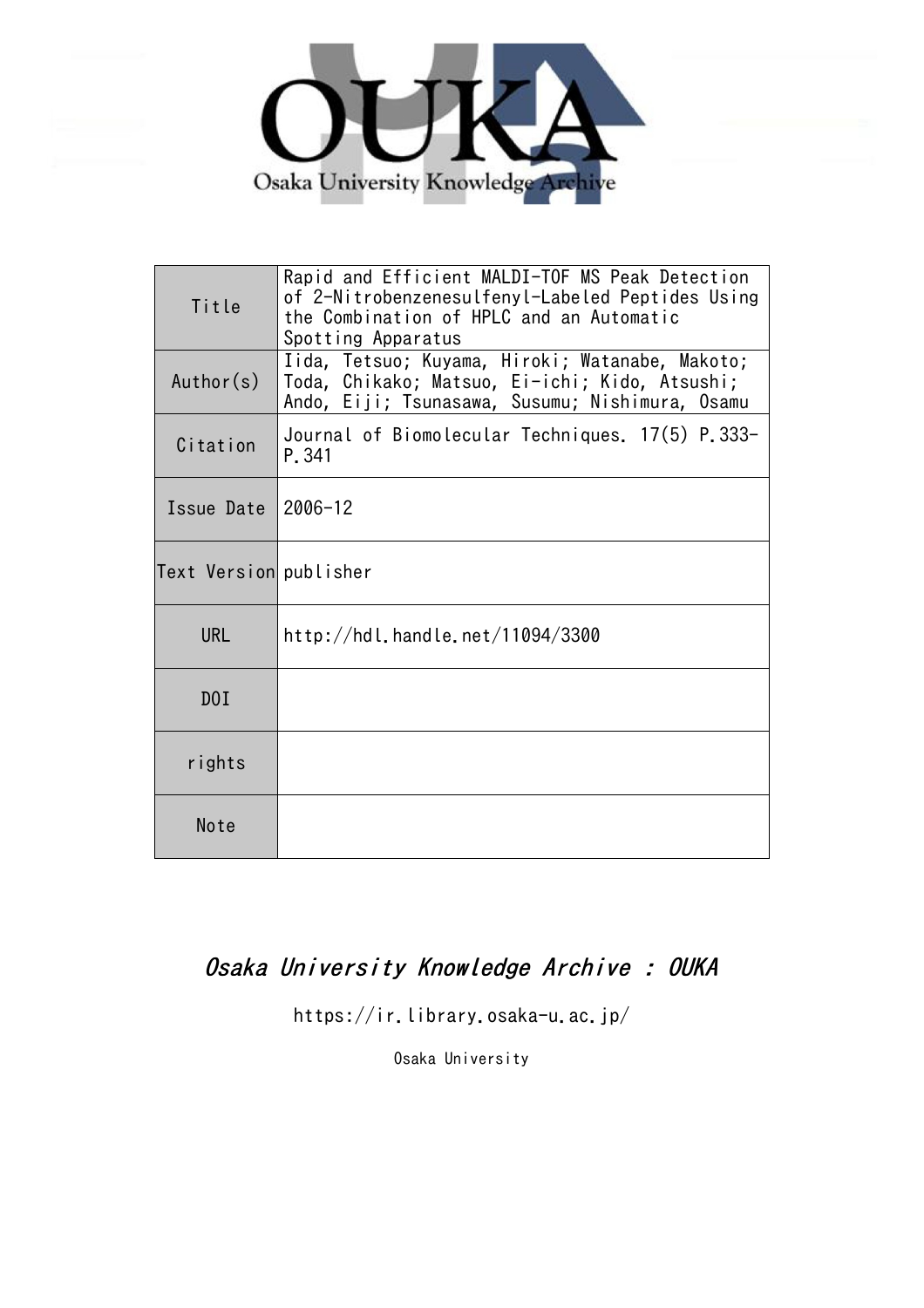Osaka University Knowledge Archive

| Title | Rapid and Efficient MALDI-TOF MS Peak Detection of 2-Nitrobenzenesulfenyl-Labeled Peptides Using the Combination of HPLC and an Automatic Spotting Apparatus |
|---|---|
| Author(s) | Iida, Tetsuo; Kuyama, Hiroki; Watanabe, Makoto; Toda, Chikako; Matsuo, Ei-ichi; Kido, Atsushi; Ando, Eiji; Tsunasawa, Susumu; Nishimura, Osamu |
| Citation | Journal of Biomolecular Techniques. 17(5) P.333-P.341 |
| Issue Date | 2006-12 |
| Text Version | publisher |
| URL | http://hdl.handle.net/11094/3300 |
| DOI | |
| rights | |
| Note | |

*Osaka University Knowledge Archive : OUKA*

https://ir.library.osaka-u.ac.jp/

Osaka University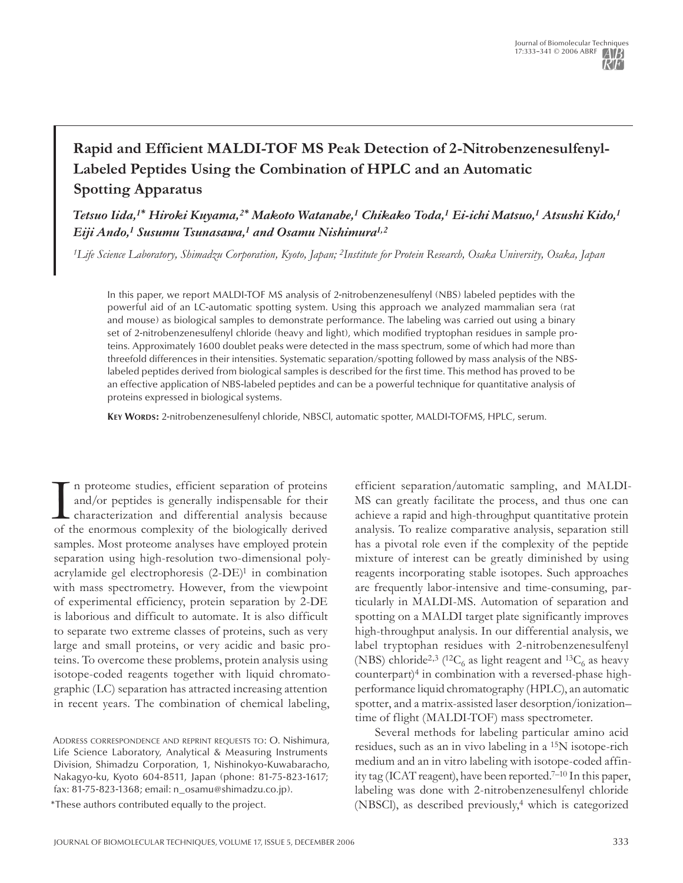# Rapid and Efficient MALDI-TOF MS Peak Detection of 2-Nitrobenzenesulfenyl-Labeled Peptides Using the Combination of HPLC and an Automatic Spotting Apparatus

*Tetsuo Iida,[1*] Hiroki Kuyama,[2*] Makoto Watanabe,[1] Chikako Toda,[1] Ei-ichi Matsuo,[1] Atsushi Kido,[1] Eiji Ando,[1] Susumu Tsunasawa,[1] and Osamu Nishimura[1,2]*

*[1]Life Science Laboratory, Shimadzu Corporation, Kyoto, Japan; [2]Institute for Protein Research, Osaka University, Osaka, Japan*

In this paper, we report MALDI-TOF MS analysis of 2-nitrobenzenesulfenyl (NBS) labeled peptides with the powerful aid of an LC-automatic spotting system. Using this approach we analyzed mammalian sera (rat and mouse) as biological samples to demonstrate performance. The labeling was carried out using a binary set of 2-nitrobenzenesulfenyl chloride (heavy and light), which modified tryptophan residues in sample proteins. Approximately 1600 doublet peaks were detected in the mass spectrum, some of which had more than threefold differences in their intensities. Systematic separation/spotting followed by mass analysis of the NBS-labeled peptides derived from biological samples is described for the first time. This method has proved to be an effective application of NBS-labeled peptides and can be a powerful technique for quantitative analysis of proteins expressed in biological systems.

**Key Words:** 2-nitrobenzenesulfenyl chloride, NBSCl, automatic spotter, MALDI-TOFMS, HPLC, serum.

In proteome studies, efficient separation of proteins and/or peptides is generally indispensable for their characterization and differential analysis because of the enormous complexity of the biologically derived samples. Most proteome analyses have employed protein separation using high-resolution two-dimensional polyacrylamide gel electrophoresis (2-DE)[1] in combination with mass spectrometry. However, from the viewpoint of experimental efficiency, protein separation by 2-DE is laborious and difficult to automate. It is also difficult to separate two extreme classes of proteins, such as very large and small proteins, or very acidic and basic proteins. To overcome these problems, protein analysis using isotope-coded reagents together with liquid chromatographic (LC) separation has attracted increasing attention in recent years. The combination of chemical labeling, efficient separation/automatic sampling, and MALDI-MS can greatly facilitate the process, and thus one can achieve a rapid and high-throughput quantitative protein analysis. To realize comparative analysis, separation still has a pivotal role even if the complexity of the peptide mixture of interest can be greatly diminished by using reagents incorporating stable isotopes. Such approaches are frequently labor-intensive and time-consuming, particularly in MALDI-MS. Automation of separation and spotting on a MALDI target plate significantly improves high-throughput analysis. In our differential analysis, we label tryptophan residues with 2-nitrobenzenesulfenyl (NBS) chloride[2,3] ($^{12}C_6$ as light reagent and $^{13}C_6$ as heavy counterpart)[4] in combination with a reversed-phase high-performance liquid chromatography (HPLC), an automatic spotter, and a matrix-assisted laser desorption/ionization–time of flight (MALDI-TOF) mass spectrometer.

Several methods for labeling particular amino acid residues, such as an in vivo labeling in a $^{15}N$ isotope-rich medium and an in vitro labeling with isotope-coded affinity tag (ICAT reagent), have been reported.[7–10] In this paper, labeling was done with 2-nitrobenzenesulfenyl chloride (NBSCl), as described previously,[4] which is categorized

Address correspondence and reprint requests to: O. Nishimura, Life Science Laboratory, Analytical & Measuring Instruments Division, Shimadzu Corporation, 1, Nishinokyo-Kuwabaracho, Nakagyo-ku, Kyoto 604-8511, Japan (phone: 81-75-823-1617; fax: 81-75-823-1368; email: n_osamu@shimadzu.co.jp).

*These authors contributed equally to the project.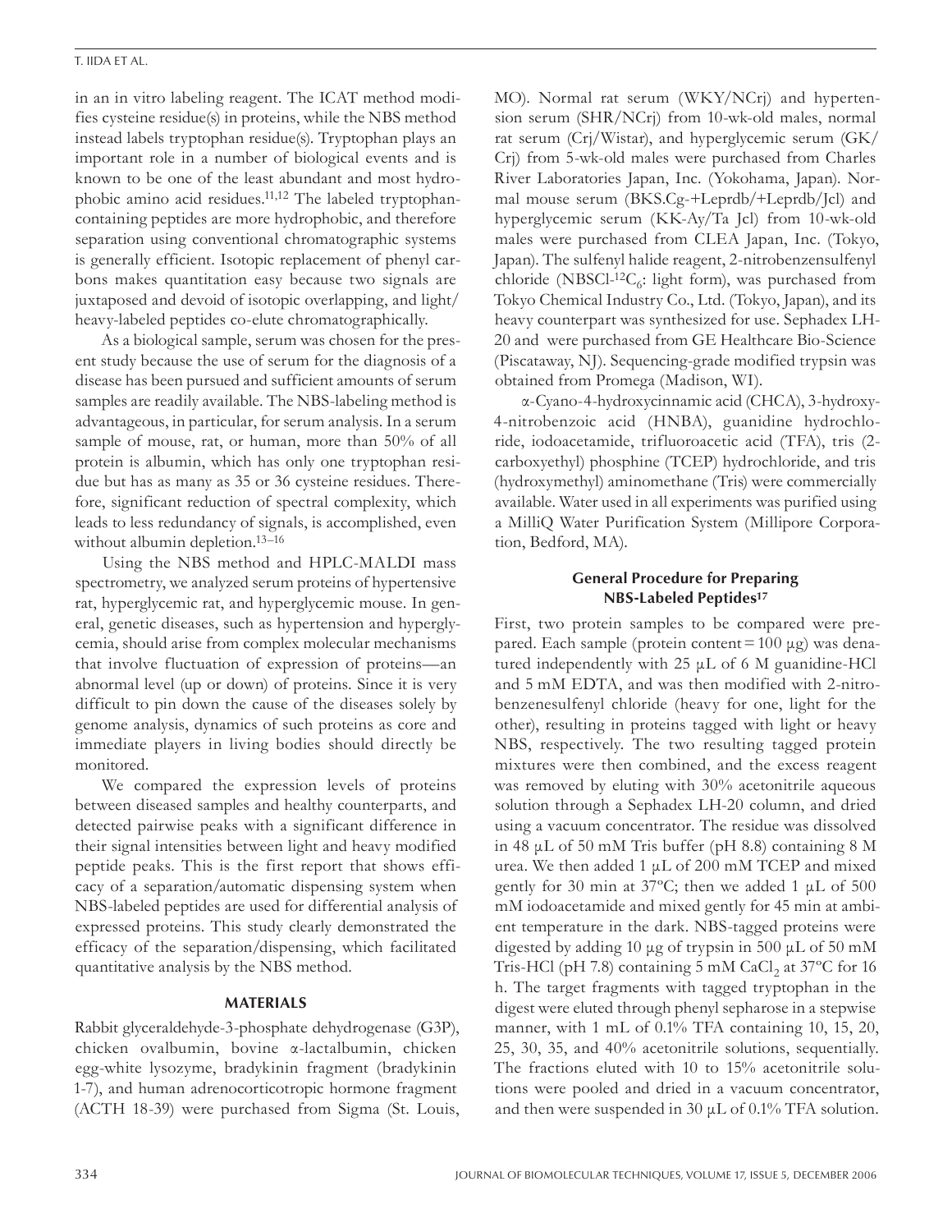in an in vitro labeling reagent. The ICAT method modifies cysteine residue(s) in proteins, while the NBS method instead labels tryptophan residue(s). Tryptophan plays an important role in a number of biological events and is known to be one of the least abundant and most hydrophobic amino acid residues.[11,12] The labeled tryptophan-containing peptides are more hydrophobic, and therefore separation using conventional chromatographic systems is generally efficient. Isotopic replacement of phenyl carbons makes quantitation easy because two signals are juxtaposed and devoid of isotopic overlapping, and light/heavy-labeled peptides co-elute chromatographically.

As a biological sample, serum was chosen for the present study because the use of serum for the diagnosis of a disease has been pursued and sufficient amounts of serum samples are readily available. The NBS-labeling method is advantageous, in particular, for serum analysis. In a serum sample of mouse, rat, or human, more than 50% of all protein is albumin, which has only one tryptophan residue but has as many as 35 or 36 cysteine residues. Therefore, significant reduction of spectral complexity, which leads to less redundancy of signals, is accomplished, even without albumin depletion.[13–16]

Using the NBS method and HPLC-MALDI mass spectrometry, we analyzed serum proteins of hypertensive rat, hyperglycemic rat, and hyperglycemic mouse. In general, genetic diseases, such as hypertension and hyperglycemia, should arise from complex molecular mechanisms that involve fluctuation of expression of proteins—an abnormal level (up or down) of proteins. Since it is very difficult to pin down the cause of the diseases solely by genome analysis, dynamics of such proteins as core and immediate players in living bodies should directly be monitored.

We compared the expression levels of proteins between diseased samples and healthy counterparts, and detected pairwise peaks with a significant difference in their signal intensities between light and heavy modified peptide peaks. This is the first report that shows efficacy of a separation/automatic dispensing system when NBS-labeled peptides are used for differential analysis of expressed proteins. This study clearly demonstrated the efficacy of the separation/dispensing, which facilitated quantitative analysis by the NBS method.

## MATERIALS

Rabbit glyceraldehyde-3-phosphate dehydrogenase (G3P), chicken ovalbumin, bovine α-lactalbumin, chicken egg-white lysozyme, bradykinin fragment (bradykinin 1-7), and human adrenocorticotropic hormone fragment (ACTH 18-39) were purchased from Sigma (St. Louis, MO). Normal rat serum (WKY/NCrj) and hypertension serum (SHR/NCrj) from 10-wk-old males, normal rat serum (Crj/Wistar), and hyperglycemic serum (GK/Crj) from 5-wk-old males were purchased from Charles River Laboratories Japan, Inc. (Yokohama, Japan). Normal mouse serum (BKS.Cg-+Leprdb/+Leprdb/Jcl) and hyperglycemic serum (KK-Ay/Ta Jcl) from 10-wk-old males were purchased from CLEA Japan, Inc. (Tokyo, Japan). The sulfenyl halide reagent, 2-nitrobenzensulfenyl chloride (NBSCl-$^{12}C_6$: light form), was purchased from Tokyo Chemical Industry Co., Ltd. (Tokyo, Japan), and its heavy counterpart was synthesized for use. Sephadex LH-20 and were purchased from GE Healthcare Bio-Science (Piscataway, NJ). Sequencing-grade modified trypsin was obtained from Promega (Madison, WI).

α-Cyano-4-hydroxycinnamic acid (CHCA), 3-hydroxy-4-nitrobenzoic acid (HNBA), guanidine hydrochloride, iodoacetamide, trifluoroacetic acid (TFA), tris (2-carboxyethyl) phosphine (TCEP) hydrochloride, and tris (hydroxymethyl) aminomethane (Tris) were commercially available. Water used in all experiments was purified using a MilliQ Water Purification System (Millipore Corporation, Bedford, MA).

### General Procedure for Preparing NBS-Labeled Peptides[17]

First, two protein samples to be compared were prepared. Each sample (protein content = 100 μg) was denatured independently with 25 μL of 6 M guanidine-HCl and 5 mM EDTA, and was then modified with 2-nitrobenzenesulfenyl chloride (heavy for one, light for the other), resulting in proteins tagged with light or heavy NBS, respectively. The two resulting tagged protein mixtures were then combined, and the excess reagent was removed by eluting with 30% acetonitrile aqueous solution through a Sephadex LH-20 column, and dried using a vacuum concentrator. The residue was dissolved in 48 μL of 50 mM Tris buffer (pH 8.8) containing 8 M urea. We then added 1 μL of 200 mM TCEP and mixed gently for 30 min at 37ºC; then we added 1 μL of 500 mM iodoacetamide and mixed gently for 45 min at ambient temperature in the dark. NBS-tagged proteins were digested by adding 10 μg of trypsin in 500 μL of 50 mM Tris-HCl (pH 7.8) containing 5 mM $CaCl_2$ at 37ºC for 16 h. The target fragments with tagged tryptophan in the digest were eluted through phenyl sepharose in a stepwise manner, with 1 mL of 0.1% TFA containing 10, 15, 20, 25, 30, 35, and 40% acetonitrile solutions, sequentially. The fractions eluted with 10 to 15% acetonitrile solutions were pooled and dried in a vacuum concentrator, and then were suspended in 30 μL of 0.1% TFA solution.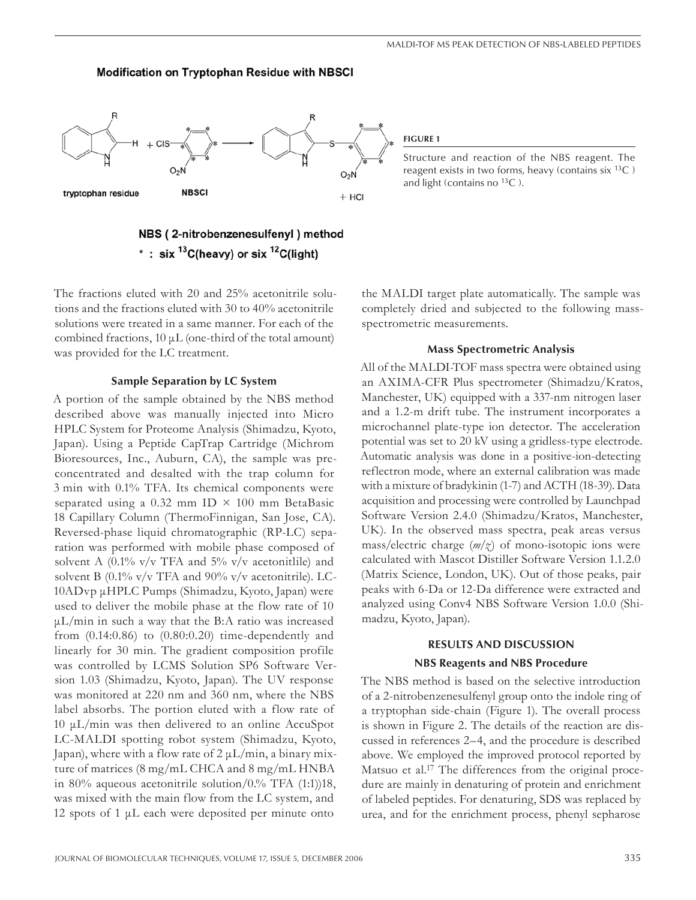**Modification on Tryptophan Residue with NBSCl**

tryptophan residue + NBSCl → labeled tryptophan + HCl

NBS ( 2-nitrobenzenesulfenyl ) method

* : six $^{13}C$(heavy) or six $^{12}C$(light)

**FIGURE 1**

Structure and reaction of the NBS reagent. The reagent exists in two forms, heavy (contains six $^{13}C$ ) and light (contains no $^{13}C$ ).

The fractions eluted with 20 and 25% acetonitrile solutions and the fractions eluted with 30 to 40% acetonitrile solutions were treated in a same manner. For each of the combined fractions, 10 μL (one-third of the total amount) was provided for the LC treatment.

### Sample Separation by LC System

A portion of the sample obtained by the NBS method described above was manually injected into Micro HPLC System for Proteome Analysis (Shimadzu, Kyoto, Japan). Using a Peptide CapTrap Cartridge (Michrom Bioresources, Inc., Auburn, CA), the sample was pre-concentrated and desalted with the trap column for 3 min with 0.1% TFA. Its chemical components were separated using a 0.32 mm ID × 100 mm BetaBasic 18 Capillary Column (ThermoFinnigan, San Jose, CA). Reversed-phase liquid chromatographic (RP-LC) separation was performed with mobile phase composed of solvent A (0.1% v/v TFA and 5% v/v acetonitlile) and solvent B (0.1% v/v TFA and 90% v/v acetonitrile). LC-10ADvp μHPLC Pumps (Shimadzu, Kyoto, Japan) were used to deliver the mobile phase at the flow rate of 10 μL/min in such a way that the B:A ratio was increased from (0.14:0.86) to (0.80:0.20) time-dependently and linearly for 30 min. The gradient composition profile was controlled by LCMS Solution SP6 Software Version 1.03 (Shimadzu, Kyoto, Japan). The UV response was monitored at 220 nm and 360 nm, where the NBS label absorbs. The portion eluted with a flow rate of 10 μL/min was then delivered to an online AccuSpot LC-MALDI spotting robot system (Shimadzu, Kyoto, Japan), where with a flow rate of 2 μL/min, a binary mixture of matrices (8 mg/mL CHCA and 8 mg/mL HNBA in 80% aqueous acetonitrile solution/0.% TFA (1:1))18, was mixed with the main flow from the LC system, and 12 spots of 1 μL each were deposited per minute onto the MALDI target plate automatically. The sample was completely dried and subjected to the following mass-spectrometric measurements.

### Mass Spectrometric Analysis

All of the MALDI-TOF mass spectra were obtained using an AXIMA-CFR Plus spectrometer (Shimadzu/Kratos, Manchester, UK) equipped with a 337-nm nitrogen laser and a 1.2-m drift tube. The instrument incorporates a microchannel plate-type ion detector. The acceleration potential was set to 20 kV using a gridless-type electrode. Automatic analysis was done in a positive-ion-detecting reflectron mode, where an external calibration was made with a mixture of bradykinin (1-7) and ACTH (18-39). Data acquisition and processing were controlled by Launchpad Software Version 2.4.0 (Shimadzu/Kratos, Manchester, UK). In the observed mass spectra, peak areas versus mass/electric charge ($m/z$) of mono-isotopic ions were calculated with Mascot Distiller Software Version 1.1.2.0 (Matrix Science, London, UK). Out of those peaks, pair peaks with 6-Da or 12-Da difference were extracted and analyzed using Conv4 NBS Software Version 1.0.0 (Shimadzu, Kyoto, Japan).

## RESULTS AND DISCUSSION

### NBS Reagents and NBS Procedure

The NBS method is based on the selective introduction of a 2-nitrobenzenesulfenyl group onto the indole ring of a tryptophan side-chain (Figure 1). The overall process is shown in Figure 2. The details of the reaction are discussed in references 2–4, and the procedure is described above. We employed the improved protocol reported by Matsuo et al.[17] The differences from the original procedure are mainly in denaturing of protein and enrichment of labeled peptides. For denaturing, SDS was replaced by urea, and for the enrichment process, phenyl sepharose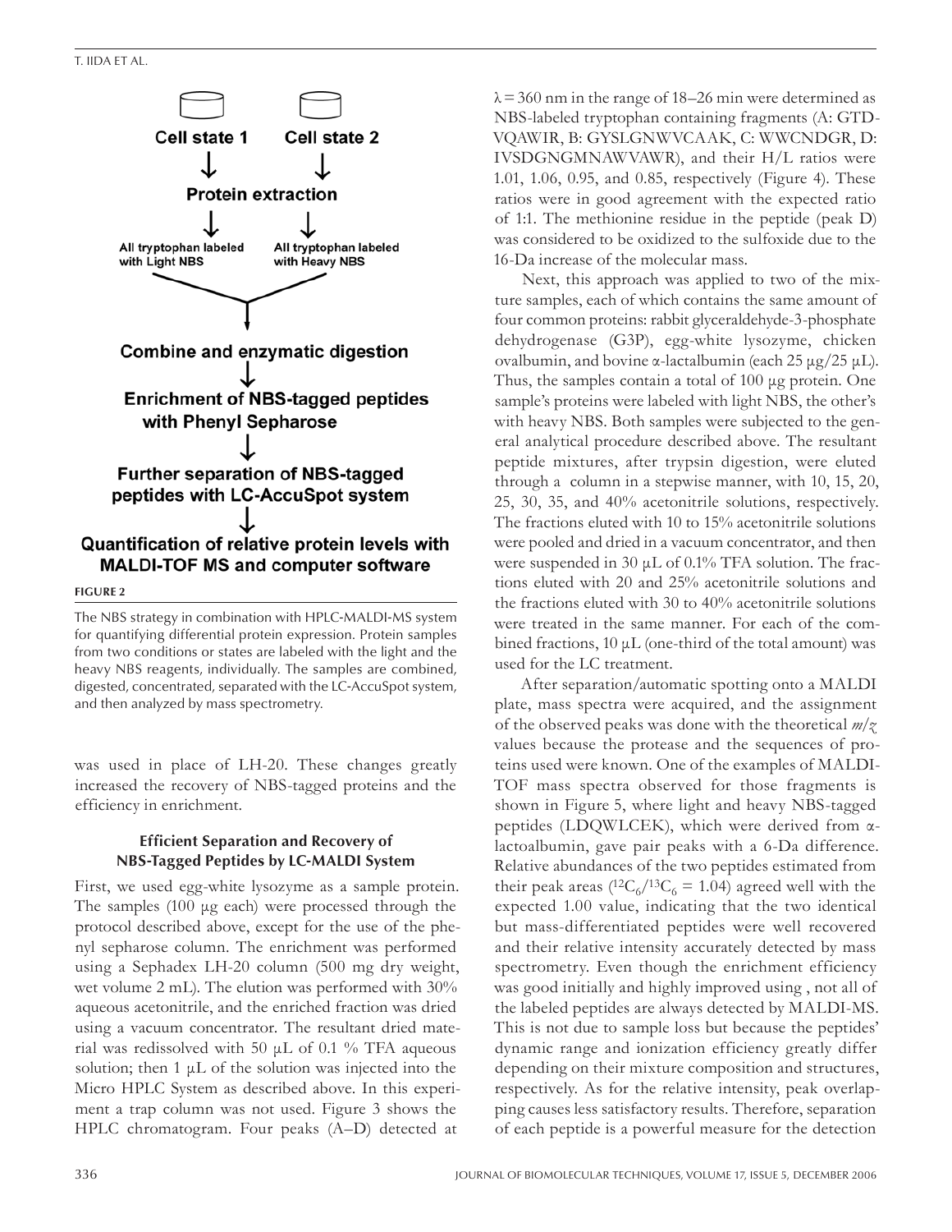Cell state 1 | Cell state 2

↓ ↓

Protein extraction

↓ ↓

All tryptophan labeled with Light NBS | All tryptophan labeled with Heavy NBS

↓

Combine and enzymatic digestion

↓

Enrichment of NBS-tagged peptides with Phenyl Sepharose

↓

Further separation of NBS-tagged peptides with LC-AccuSpot system

↓

Quantification of relative protein levels with MALDI-TOF MS and computer software

**FIGURE 2**

The NBS strategy in combination with HPLC-MALDI-MS system for quantifying differential protein expression. Protein samples from two conditions or states are labeled with the light and the heavy NBS reagents, individually. The samples are combined, digested, concentrated, separated with the LC-AccuSpot system, and then analyzed by mass spectrometry.

was used in place of LH-20. These changes greatly increased the recovery of NBS-tagged proteins and the efficiency in enrichment.

### Efficient Separation and Recovery of NBS-Tagged Peptides by LC-MALDI System

First, we used egg-white lysozyme as a sample protein. The samples (100 μg each) were processed through the protocol described above, except for the use of the phenyl sepharose column. The enrichment was performed using a Sephadex LH-20 column (500 mg dry weight, wet volume 2 mL). The elution was performed with 30% aqueous acetonitrile, and the enriched fraction was dried using a vacuum concentrator. The resultant dried material was redissolved with 50 μL of 0.1 % TFA aqueous solution; then 1 μL of the solution was injected into the Micro HPLC System as described above. In this experiment a trap column was not used. Figure 3 shows the HPLC chromatogram. Four peaks (A–D) detected at $\lambda = 360$ nm in the range of 18–26 min were determined as NBS-labeled tryptophan containing fragments (A: GTDVQAWIR, B: GYSLGNWVCAAK, C: WWCNDGR, D: IVSDGNGMNAWVAWR), and their H/L ratios were 1.01, 1.06, 0.95, and 0.85, respectively (Figure 4). These ratios were in good agreement with the expected ratio of 1:1. The methionine residue in the peptide (peak D) was considered to be oxidized to the sulfoxide due to the 16-Da increase of the molecular mass.

Next, this approach was applied to two of the mixture samples, each of which contains the same amount of four common proteins: rabbit glyceraldehyde-3-phosphate dehydrogenase (G3P), egg-white lysozyme, chicken ovalbumin, and bovine α-lactalbumin (each 25 μg/25 μL). Thus, the samples contain a total of 100 μg protein. One sample's proteins were labeled with light NBS, the other's with heavy NBS. Both samples were subjected to the general analytical procedure described above. The resultant peptide mixtures, after trypsin digestion, were eluted through a column in a stepwise manner, with 10, 15, 20, 25, 30, 35, and 40% acetonitrile solutions, respectively. The fractions eluted with 10 to 15% acetonitrile solutions were pooled and dried in a vacuum concentrator, and then were suspended in 30 μL of 0.1% TFA solution. The fractions eluted with 20 and 25% acetonitrile solutions and the fractions eluted with 30 to 40% acetonitrile solutions were treated in the same manner. For each of the combined fractions, 10 μL (one-third of the total amount) was used for the LC treatment.

After separation/automatic spotting onto a MALDI plate, mass spectra were acquired, and the assignment of the observed peaks was done with the theoretical *m/z* values because the protease and the sequences of proteins used were known. One of the examples of MALDI-TOF mass spectra observed for those fragments is shown in Figure 5, where light and heavy NBS-tagged peptides (LDQWLCEK), which were derived from α-lactoalbumin, gave pair peaks with a 6-Da difference. Relative abundances of the two peptides estimated from their peak areas ($^{12}C_6/^{13}C_6 = 1.04$) agreed well with the expected 1.00 value, indicating that the two identical but mass-differentiated peptides were well recovered and their relative intensity accurately detected by mass spectrometry. Even though the enrichment efficiency was good initially and highly improved using , not all of the labeled peptides are always detected by MALDI-MS. This is not due to sample loss but because the peptides' dynamic range and ionization efficiency greatly differ depending on their mixture composition and structures, respectively. As for the relative intensity, peak overlapping causes less satisfactory results. Therefore, separation of each peptide is a powerful measure for the detection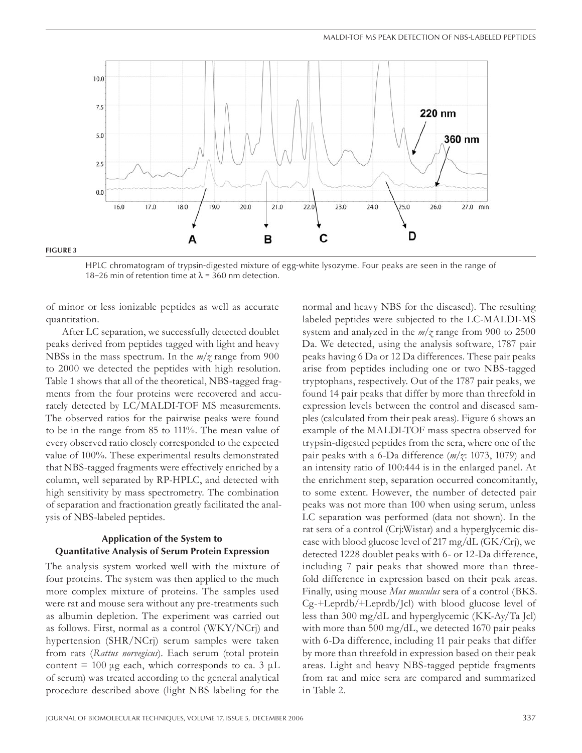**FIGURE 3**

HPLC chromatogram of trypsin-digested mixture of egg-white lysozyme. Four peaks are seen in the range of 18–26 min of retention time at λ = 360 nm detection.

of minor or less ionizable peptides as well as accurate quantitation.

After LC separation, we successfully detected doublet peaks derived from peptides tagged with light and heavy NBSs in the mass spectrum. In the *m/z* range from 900 to 2000 we detected the peptides with high resolution. Table 1 shows that all of the theoretical, NBS-tagged fragments from the four proteins were recovered and accurately detected by LC/MALDI-TOF MS measurements. The observed ratios for the pairwise peaks were found to be in the range from 85 to 111%. The mean value of every observed ratio closely corresponded to the expected value of 100%. These experimental results demonstrated that NBS-tagged fragments were effectively enriched by a column, well separated by RP-HPLC, and detected with high sensitivity by mass spectrometry. The combination of separation and fractionation greatly facilitated the analysis of NBS-labeled peptides.

### Application of the System to Quantitative Analysis of Serum Protein Expression

The analysis system worked well with the mixture of four proteins. The system was then applied to the much more complex mixture of proteins. The samples used were rat and mouse sera without any pre-treatments such as albumin depletion. The experiment was carried out as follows. First, normal as a control (WKY/NCrj) and hypertension (SHR/NCrj) serum samples were taken from rats (*Rattus norvegicus*). Each serum (total protein content = 100 μg each, which corresponds to ca. 3 μL of serum) was treated according to the general analytical procedure described above (light NBS labeling for the normal and heavy NBS for the diseased). The resulting labeled peptides were subjected to the LC-MALDI-MS system and analyzed in the *m/z* range from 900 to 2500 Da. We detected, using the analysis software, 1787 pair peaks having 6 Da or 12 Da differences. These pair peaks arise from peptides including one or two NBS-tagged tryptophans, respectively. Out of the 1787 pair peaks, we found 14 pair peaks that differ by more than threefold in expression levels between the control and diseased samples (calculated from their peak areas). Figure 6 shows an example of the MALDI-TOF mass spectra observed for trypsin-digested peptides from the sera, where one of the pair peaks with a 6-Da difference (*m/z*: 1073, 1079) and an intensity ratio of 100:444 is in the enlarged panel. At the enrichment step, separation occurred concomitantly, to some extent. However, the number of detected pair peaks was not more than 100 when using serum, unless LC separation was performed (data not shown). In the rat sera of a control (Crj:Wistar) and a hyperglycemic disease with blood glucose level of 217 mg/dL (GK/Crj), we detected 1228 doublet peaks with 6- or 12-Da difference, including 7 pair peaks that showed more than threefold difference in expression based on their peak areas. Finally, using mouse *Mus musculus* sera of a control (BKS. Cg-+Leprdb/+Leprdb/Jcl) with blood glucose level of less than 300 mg/dL and hyperglycemic (KK-Ay/Ta Jcl) with more than 500 mg/dL, we detected 1670 pair peaks with 6-Da difference, including 11 pair peaks that differ by more than threefold in expression based on their peak areas. Light and heavy NBS-tagged peptide fragments from rat and mice sera are compared and summarized in Table 2.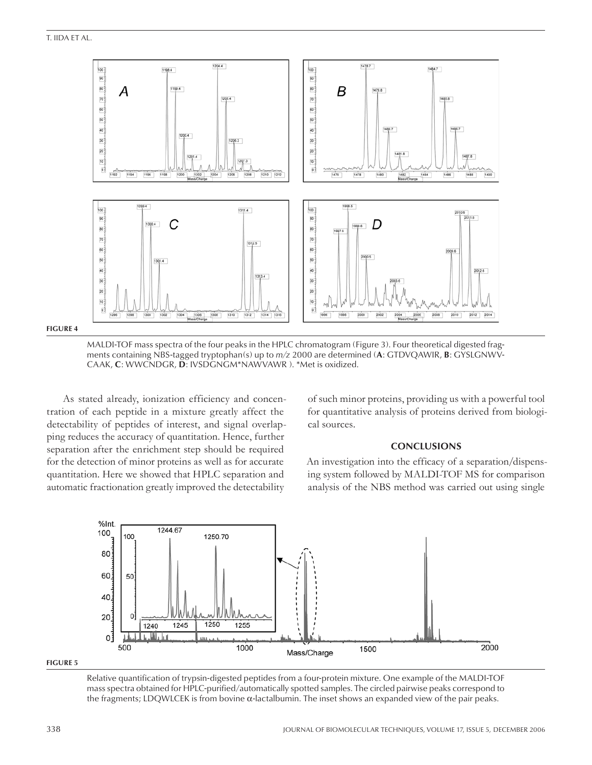**FIGURE 4**

MALDI-TOF mass spectra of the four peaks in the HPLC chromatogram (Figure 3). Four theoretical digested fragments containing NBS-tagged tryptophan(s) up to *m/z* 2000 are determined (**A**: GTDVQAWIR, **B**: GYSLGNWVCAAK, **C**: WWCNDGR, **D**: IVSDGNGM*NAWVAWR ). *Met is oxidized.

As stated already, ionization efficiency and concentration of each peptide in a mixture greatly affect the detectability of peptides of interest, and signal overlapping reduces the accuracy of quantitation. Hence, further separation after the enrichment step should be required for the detection of minor proteins as well as for accurate quantitation. Here we showed that HPLC separation and automatic fractionation greatly improved the detectability of such minor proteins, providing us with a powerful tool for quantitative analysis of proteins derived from biological sources.

## CONCLUSIONS

An investigation into the efficacy of a separation/dispensing system followed by MALDI-TOF MS for comparison analysis of the NBS method was carried out using single

**FIGURE 5**

Relative quantification of trypsin-digested peptides from a four-protein mixture. One example of the MALDI-TOF mass spectra obtained for HPLC-purified/automatically spotted samples. The circled pairwise peaks correspond to the fragments; LDQWLCEK is from bovine α-lactalbumin. The inset shows an expanded view of the pair peaks.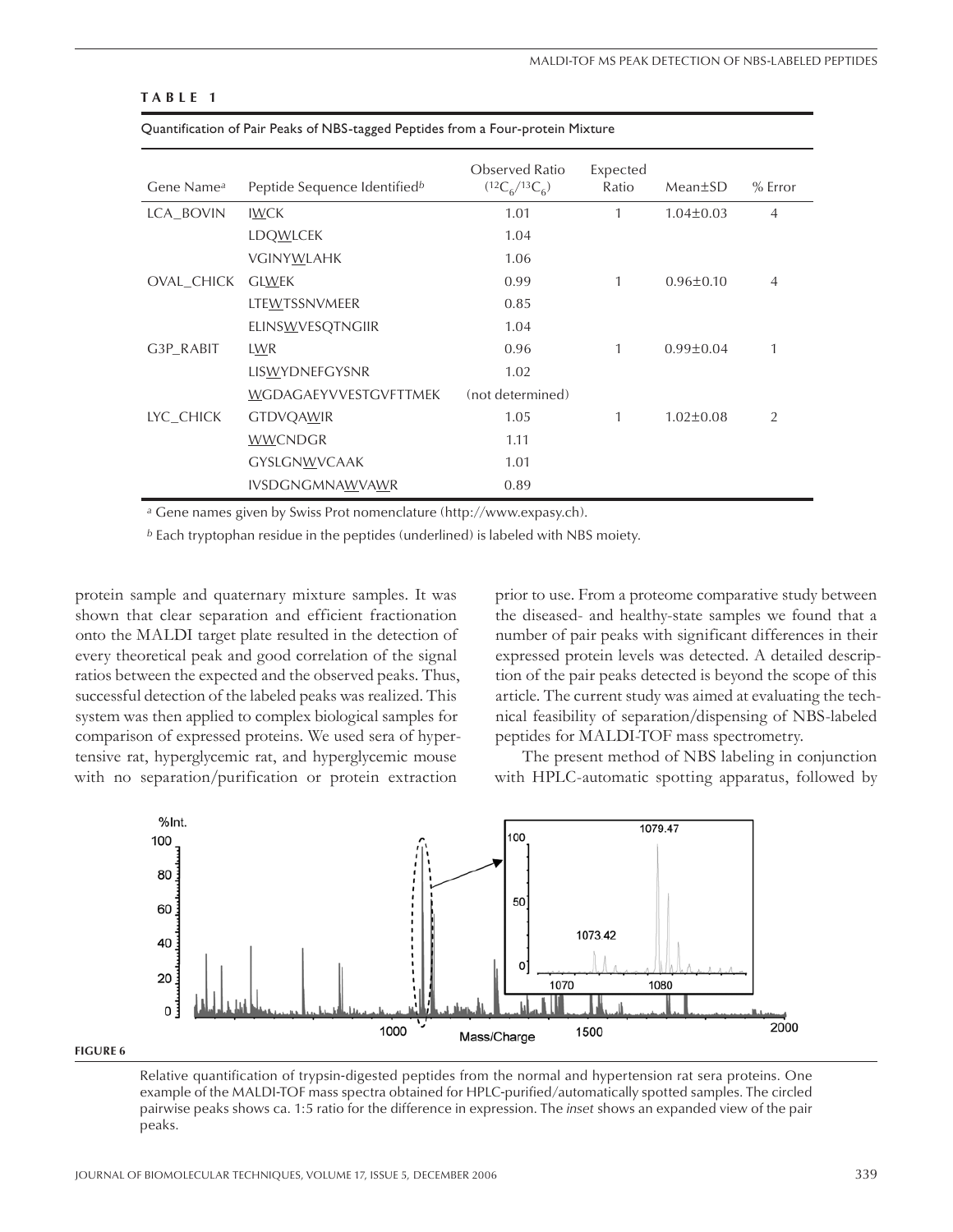**TABLE 1**

Quantification of Pair Peaks of NBS-tagged Peptides from a Four-protein Mixture

| Gene Name[a] | Peptide Sequence Identified[b] | Observed Ratio ($^{12}C_6/^{13}C_6$) | Expected Ratio | Mean±SD | % Error |
|---|---|---|---|---|---|
| LCA_BOVIN | I<u>W</u>CK | 1.01 | 1 | 1.04±0.03 | 4 |
| | LDQ<u>W</u>LCEK | 1.04 | | | |
| | VGINY<u>W</u>LAHK | 1.06 | | | |
| OVAL_CHICK | GL<u>W</u>EK | 0.99 | 1 | 0.96±0.10 | 4 |
| | LTE<u>W</u>TSSNVMEER | 0.85 | | | |
| | ELINS<u>W</u>VESQTNGIIR | 1.04 | | | |
| G3P_RABIT | L<u>W</u>R | 0.96 | 1 | 0.99±0.04 | 1 |
| | LIS<u>W</u>YDNEFGYSNR | 1.02 | | | |
| | <u>W</u>GDAGAEYVVESTGVFTTMEK | (not determined) | | | |
| LYC_CHICK | GTDVQA<u>W</u>IR | 1.05 | 1 | 1.02±0.08 | 2 |
| | <u>WW</u>CNDGR | 1.11 | | | |
| | GYSLGN<u>W</u>VCAAK | 1.01 | | | |
| | IVSDGNGMNA<u>W</u>VA<u>W</u>R | 0.89 | | | |

[a] Gene names given by Swiss Prot nomenclature (http://www.expasy.ch).

[b] Each tryptophan residue in the peptides (underlined) is labeled with NBS moiety.

protein sample and quaternary mixture samples. It was shown that clear separation and efficient fractionation onto the MALDI target plate resulted in the detection of every theoretical peak and good correlation of the signal ratios between the expected and the observed peaks. Thus, successful detection of the labeled peaks was realized. This system was then applied to complex biological samples for comparison of expressed proteins. We used sera of hypertensive rat, hyperglycemic rat, and hyperglycemic mouse with no separation/purification or protein extraction prior to use. From a proteome comparative study between the diseased- and healthy-state samples we found that a number of pair peaks with significant differences in their expressed protein levels was detected. A detailed description of the pair peaks detected is beyond the scope of this article. The current study was aimed at evaluating the technical feasibility of separation/dispensing of NBS-labeled peptides for MALDI-TOF mass spectrometry.

The present method of NBS labeling in conjunction with HPLC-automatic spotting apparatus, followed by

**FIGURE 6**

Relative quantification of trypsin-digested peptides from the normal and hypertension rat sera proteins. One example of the MALDI-TOF mass spectra obtained for HPLC-purified/automatically spotted samples. The circled pairwise peaks shows ca. 1:5 ratio for the difference in expression. The *inset* shows an expanded view of the pair peaks.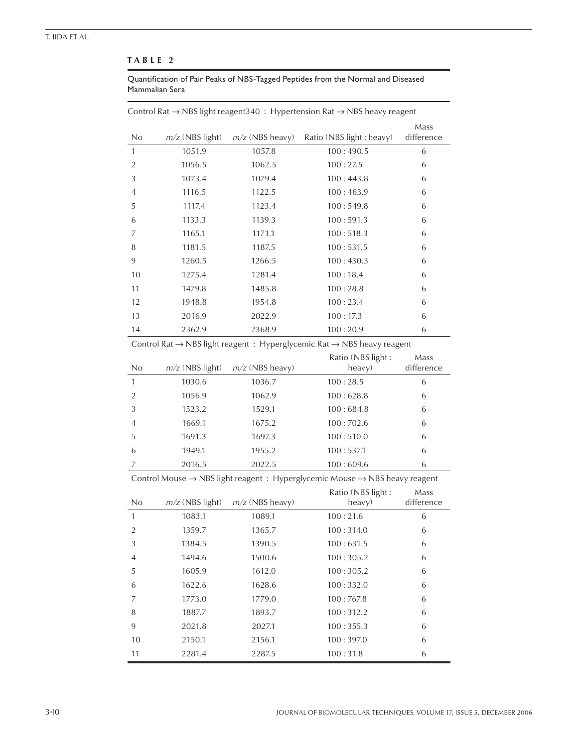**TABLE 2**

Quantification of Pair Peaks of NBS-Tagged Peptides from the Normal and Diseased Mammalian Sera

Control Rat → NBS light reagent340 : Hypertension Rat → NBS heavy reagent

| No | $m/z$ (NBS light) | $m/z$ (NBS heavy) | Ratio (NBS light : heavy) | Mass difference |
|---|---|---|---|---|
| 1 | 1051.9 | 1057.8 | 100 : 490.5 | 6 |
| 2 | 1056.5 | 1062.5 | 100 : 27.5 | 6 |
| 3 | 1073.4 | 1079.4 | 100 : 443.8 | 6 |
| 4 | 1116.5 | 1122.5 | 100 : 463.9 | 6 |
| 5 | 1117.4 | 1123.4 | 100 : 549.8 | 6 |
| 6 | 1133.3 | 1139.3 | 100 : 591.3 | 6 |
| 7 | 1165.1 | 1171.1 | 100 : 518.3 | 6 |
| 8 | 1181.5 | 1187.5 | 100 : 531.5 | 6 |
| 9 | 1260.5 | 1266.5 | 100 : 430.3 | 6 |
| 10 | 1275.4 | 1281.4 | 100 : 18.4 | 6 |
| 11 | 1479.8 | 1485.8 | 100 : 28.8 | 6 |
| 12 | 1948.8 | 1954.8 | 100 : 23.4 | 6 |
| 13 | 2016.9 | 2022.9 | 100 : 17.3 | 6 |
| 14 | 2362.9 | 2368.9 | 100 : 20.9 | 6 |

Control Rat → NBS light reagent : Hyperglycemic Rat → NBS heavy reagent

| No | $m/z$ (NBS light) | $m/z$ (NBS heavy) | Ratio (NBS light : heavy) | Mass difference |
|---|---|---|---|---|
| 1 | 1030.6 | 1036.7 | 100 : 28.5 | 6 |
| 2 | 1056.9 | 1062.9 | 100 : 628.8 | 6 |
| 3 | 1523.2 | 1529.1 | 100 : 684.8 | 6 |
| 4 | 1669.1 | 1675.2 | 100 : 702.6 | 6 |
| 5 | 1691.3 | 1697.3 | 100 : 510.0 | 6 |
| 6 | 1949.1 | 1955.2 | 100 : 537.1 | 6 |
| 7 | 2016.5 | 2022.5 | 100 : 609.6 | 6 |

Control Mouse → NBS light reagent : Hyperglycemic Mouse → NBS heavy reagent

| No | $m/z$ (NBS light) | $m/z$ (NBS heavy) | Ratio (NBS light : heavy) | Mass difference |
|---|---|---|---|---|
| 1 | 1083.1 | 1089.1 | 100 : 21.6 | 6 |
| 2 | 1359.7 | 1365.7 | 100 : 314.0 | 6 |
| 3 | 1384.5 | 1390.5 | 100 : 631.5 | 6 |
| 4 | 1494.6 | 1500.6 | 100 : 305.2 | 6 |
| 5 | 1605.9 | 1612.0 | 100 : 305.2 | 6 |
| 6 | 1622.6 | 1628.6 | 100 : 332.0 | 6 |
| 7 | 1773.0 | 1779.0 | 100 : 767.8 | 6 |
| 8 | 1887.7 | 1893.7 | 100 : 312.2 | 6 |
| 9 | 2021.8 | 2027.1 | 100 : 355.3 | 6 |
| 10 | 2150.1 | 2156.1 | 100 : 397.0 | 6 |
| 11 | 2281.4 | 2287.5 | 100 : 31.8 | 6 |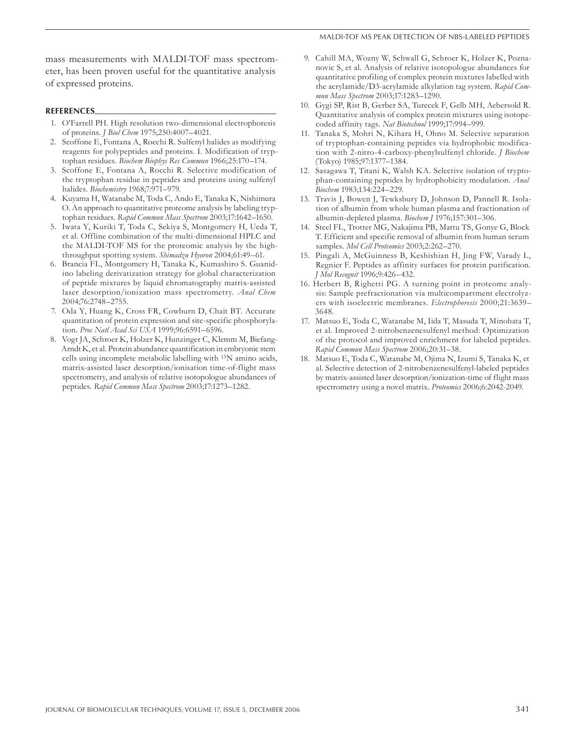mass measurements with MALDI-TOF mass spectrometer, has been proven useful for the quantitative analysis of expressed proteins.

## REFERENCES

1. O'Farrell PH. High resolution two-dimensional electrophoresis of proteins. *J Biol Chem* 1975;250:4007–4021.
2. Scoffone E, Fontana A, Rocchi R. Sulfenyl halides as modifying reagents for polypeptides and proteins. I. Modification of tryptophan residues. *Biochem Biophys Res Commun* 1966;25:170–174.
3. Scoffone E, Fontana A, Rocchi R. Selective modification of the tryptophan residue in peptides and proteins using sulfenyl halides. *Biochemistry* 1968;7:971–979.
4. Kuyama H, Watanabe M, Toda C, Ando E, Tanaka K, Nishimura O. An approach to quantitative proteome analysis by labeling tryptophan residues. *Rapid Commun Mass Spectrom* 2003;17:1642–1650.
5. Iwata Y, Kuriki T, Toda C, Sekiya S, Montgomery H, Ueda T, et al. Offline combination of the multi-dimensional HPLC and the MALDI-TOF MS for the proteomic analysis by the high-throughput spotting system. *Shimadzu Hyoron* 2004;61:49–61.
6. Brancia FL, Montgomery H, Tanaka K, Kumashiro S. Guanidino labeling derivatization strategy for global characterization of peptide mixtures by liquid chromatography matrix-assisted laser desorption/ionization mass spectrometry. *Anal Chem* 2004;76:2748–2755.
7. Oda Y, Huang K, Cross FR, Cowburn D, Chait BT. Accurate quantitation of protein expression and site-specific phosphorylation. *Proc Natl Acad Sci USA* 1999;96:6591–6596.
8. Vogt JA, Schroer K, Holzer K, Hunzinger C, Klemm M, Biefang-Arndt K, et al. Protein abundance quantification in embryonic stem cells using incomplete metabolic labelling with $^{15}$N amino acids, matrix-assisted laser desorption/ionisation time-of-flight mass spectrometry, and analysis of relative isotopologue abundances of peptides. *Rapid Commun Mass Spectrom* 2003;17:1273–1282.
9. Cahill MA, Wozny W, Schwall G, Schroer K, Holzer K, Poznanovic S, et al. Analysis of relative isotopologue abundances for quantitative profiling of complex protein mixtures labelled with the acrylamide/D3-acrylamide alkylation tag system. *Rapid Commun Mass Spectrom* 2003;17:1283–1290.
10. Gygi SP, Rist B, Gerber SA, Turecek F, Gelb MH, Aebersold R. Quantitative analysis of complex protein mixtures using isotope-coded affinity tags. *Nat Biotechnol* 1999;17:994–999.
11. Tanaka S, Mohri N, Kihara H, Ohno M. Selective separation of tryptophan-containing peptides via hydrophobic modification with 2-nitro-4-carboxy-phenylsulfenyl chloride. *J Biochem* (Tokyo) 1985;97:1377–1384.
12. Sasagawa T, Titani K, Walsh KA. Selective isolation of tryptophan-containing peptides by hydrophobicity modulation. *Anal Biochem* 1983;134:224–229.
13. Travis J, Bowen J, Tewksbury D, Johnson D, Pannell R. Isolation of albumin from whole human plasma and fractionation of albumin-depleted plasma. *Biochem J* 1976;157:301–306.
14. Steel FL, Trotter MG, Nakajima PB, Mattu TS, Gonye G, Block T. Efficient and specific removal of albumin from human serum samples. *Mol Cell Proteomics* 2003;2:262–270.
15. Pingali A, McGuinness B, Keshishian H, Jing FW, Varady L, Regnier F. Peptides as affinity surfaces for protein purification. *J Mol Recognit* 1996;9:426–432.
16. Herbert B, Righetti PG. A turning point in proteome analysis: Sample prefractionation via multicompartment electrolyzers with isoelectric membranes. *Electrophoresis* 2000;21:3639–3648.
17. Matsuo E, Toda C, Watanabe M, Iida T, Masuda T, Minohata T, et al. Improved 2-nitrobenzenesulfenyl method: Optimization of the protocol and improved enrichment for labeled peptides. *Rapid Commun Mass Spectrom* 2006;20:31–38.
18. Matsuo E, Toda C, Watanabe M, Ojima N, Izumi S, Tanaka K, et al. Selective detection of 2-nitrobenzenesulfenyl-labeled peptides by matrix-assisted laser desorption/ionization-time of flight mass spectrometry using a novel matrix. *Proteomics* 2006;6:2042-2049.